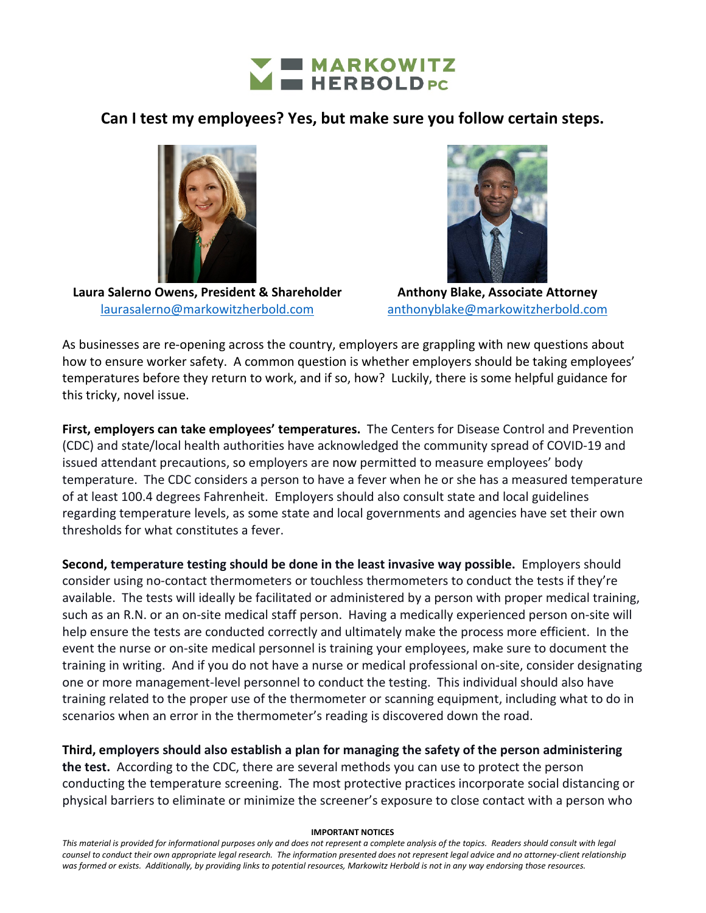MARKOWITZ HERBOLD PC

# Can I test my employees? Yes, but make sure you follow certain steps.

**Laura Salerno Owens, President & Shareholder**
laurasalerno@markowitzherbold.com

**Anthony Blake, Associate Attorney**
anthonyblake@markowitzherbold.com

As businesses are re-opening across the country, employers are grappling with new questions about how to ensure worker safety. A common question is whether employers should be taking employees' temperatures before they return to work, and if so, how? Luckily, there is some helpful guidance for this tricky, novel issue.

**First, employers can take employees' temperatures.** The Centers for Disease Control and Prevention (CDC) and state/local health authorities have acknowledged the community spread of COVID-19 and issued attendant precautions, so employers are now permitted to measure employees' body temperature. The CDC considers a person to have a fever when he or she has a measured temperature of at least 100.4 degrees Fahrenheit. Employers should also consult state and local guidelines regarding temperature levels, as some state and local governments and agencies have set their own thresholds for what constitutes a fever.

**Second, temperature testing should be done in the least invasive way possible.** Employers should consider using no-contact thermometers or touchless thermometers to conduct the tests if they're available. The tests will ideally be facilitated or administered by a person with proper medical training, such as an R.N. or an on-site medical staff person. Having a medically experienced person on-site will help ensure the tests are conducted correctly and ultimately make the process more efficient. In the event the nurse or on-site medical personnel is training your employees, make sure to document the training in writing. And if you do not have a nurse or medical professional on-site, consider designating one or more management-level personnel to conduct the testing. This individual should also have training related to the proper use of the thermometer or scanning equipment, including what to do in scenarios when an error in the thermometer's reading is discovered down the road.

**Third, employers should also establish a plan for managing the safety of the person administering the test.** According to the CDC, there are several methods you can use to protect the person conducting the temperature screening. The most protective practices incorporate social distancing or physical barriers to eliminate or minimize the screener's exposure to close contact with a person who

**IMPORTANT NOTICES**

*This material is provided for informational purposes only and does not represent a complete analysis of the topics. Readers should consult with legal counsel to conduct their own appropriate legal research. The information presented does not represent legal advice and no attorney-client relationship was formed or exists. Additionally, by providing links to potential resources, Markowitz Herbold is not in any way endorsing those resources.*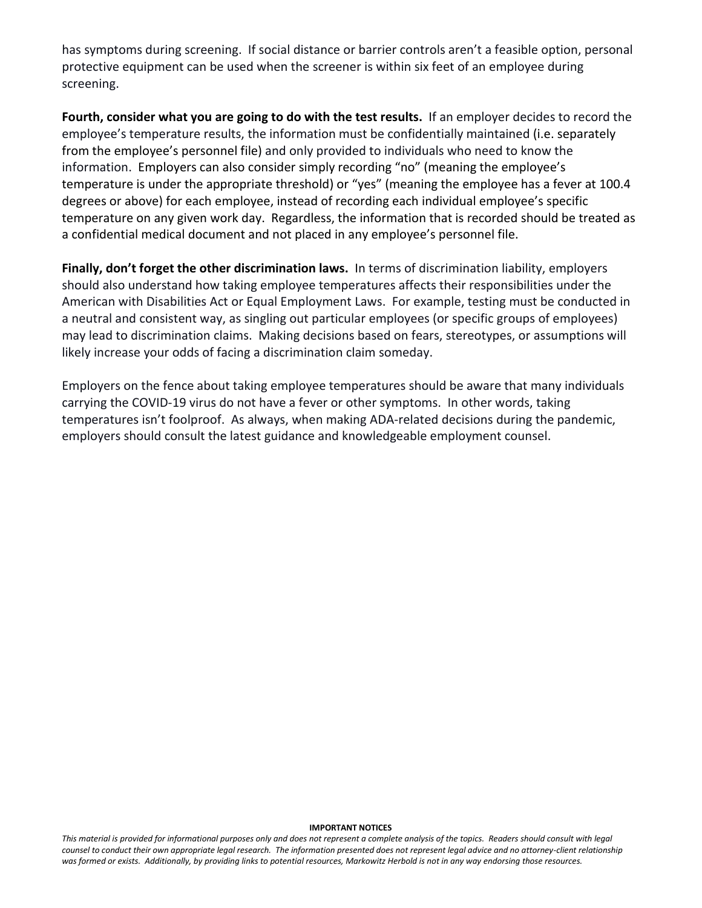has symptoms during screening. If social distance or barrier controls aren't a feasible option, personal protective equipment can be used when the screener is within six feet of an employee during screening.

**Fourth, consider what you are going to do with the test results.** If an employer decides to record the employee's temperature results, the information must be confidentially maintained (i.e. separately from the employee's personnel file) and only provided to individuals who need to know the information. Employers can also consider simply recording "no" (meaning the employee's temperature is under the appropriate threshold) or "yes" (meaning the employee has a fever at 100.4 degrees or above) for each employee, instead of recording each individual employee's specific temperature on any given work day. Regardless, the information that is recorded should be treated as a confidential medical document and not placed in any employee's personnel file.

**Finally, don't forget the other discrimination laws.** In terms of discrimination liability, employers should also understand how taking employee temperatures affects their responsibilities under the American with Disabilities Act or Equal Employment Laws. For example, testing must be conducted in a neutral and consistent way, as singling out particular employees (or specific groups of employees) may lead to discrimination claims. Making decisions based on fears, stereotypes, or assumptions will likely increase your odds of facing a discrimination claim someday.

Employers on the fence about taking employee temperatures should be aware that many individuals carrying the COVID-19 virus do not have a fever or other symptoms. In other words, taking temperatures isn't foolproof. As always, when making ADA-related decisions during the pandemic, employers should consult the latest guidance and knowledgeable employment counsel.

**IMPORTANT NOTICES**

*This material is provided for informational purposes only and does not represent a complete analysis of the topics. Readers should consult with legal counsel to conduct their own appropriate legal research. The information presented does not represent legal advice and no attorney-client relationship was formed or exists. Additionally, by providing links to potential resources, Markowitz Herbold is not in any way endorsing those resources.*